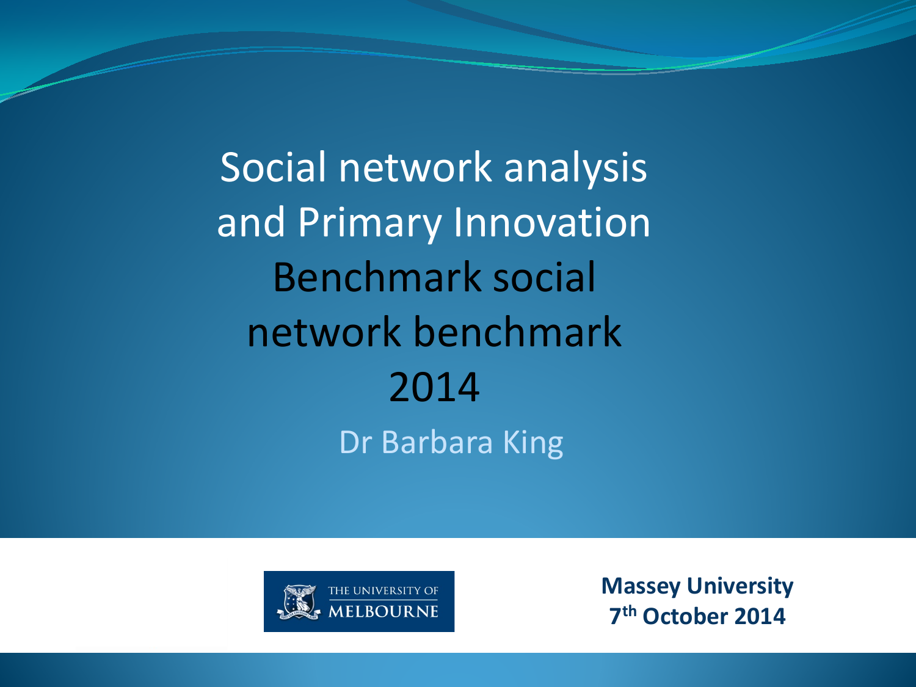# Social network analysis and Primary Innovation Benchmark social network benchmark 2014

Dr Barbara King

THE UNIVERSITY OF MELBOURNE

**Massey University**
**7th October 2014**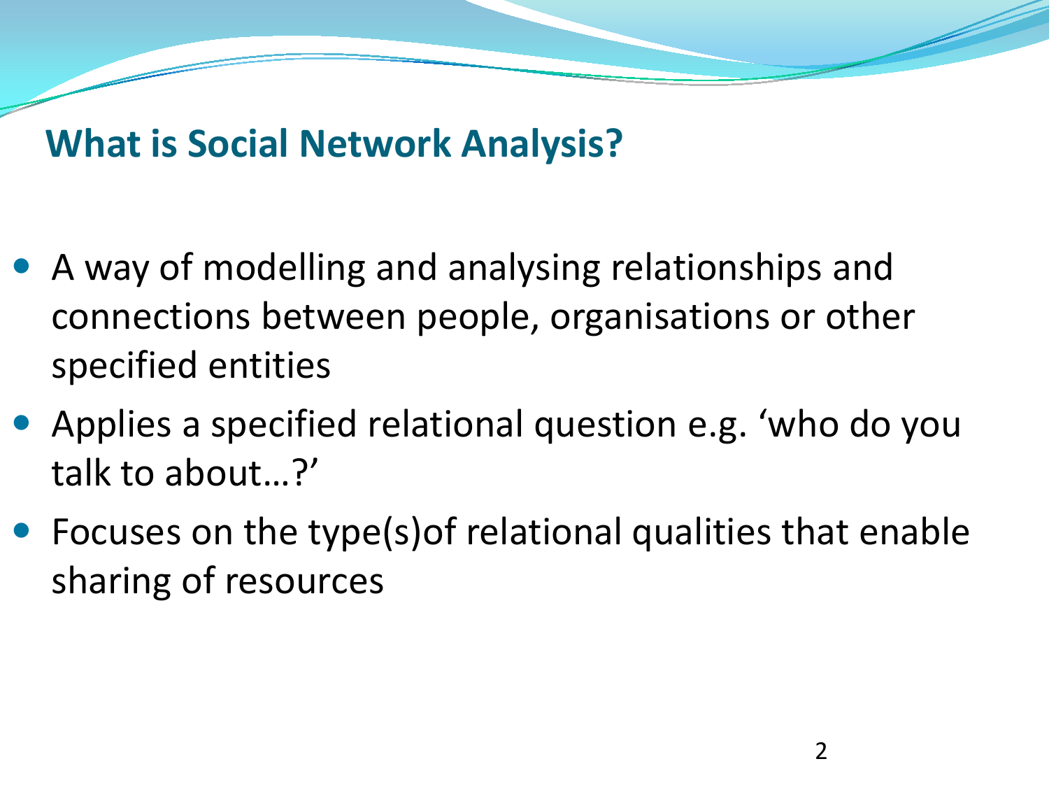## What is Social Network Analysis?

- A way of modelling and analysing relationships and connections between people, organisations or other specified entities
- Applies a specified relational question e.g. 'who do you talk to about…?'
- Focuses on the type(s)of relational qualities that enable sharing of resources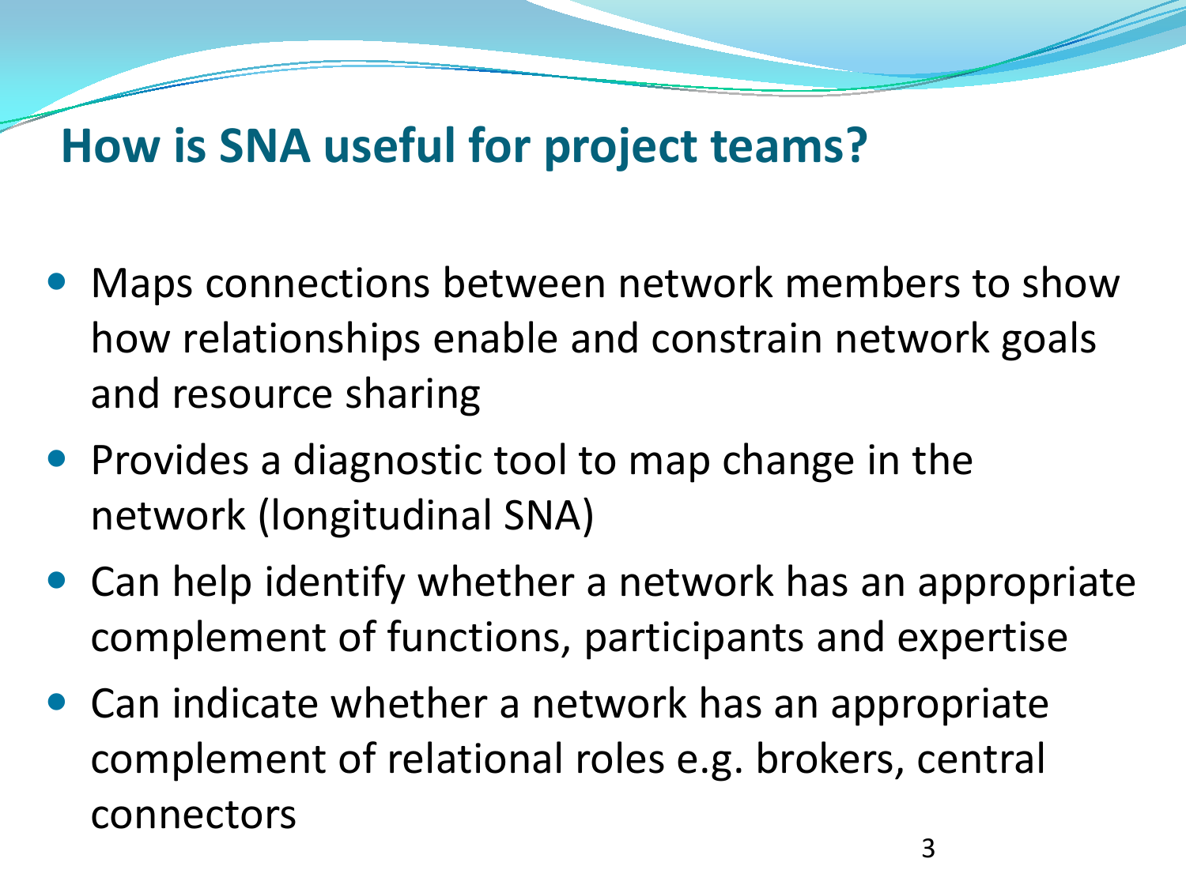## How is SNA useful for project teams?

- Maps connections between network members to show how relationships enable and constrain network goals and resource sharing
- Provides a diagnostic tool to map change in the network (longitudinal SNA)
- Can help identify whether a network has an appropriate complement of functions, participants and expertise
- Can indicate whether a network has an appropriate complement of relational roles e.g. brokers, central connectors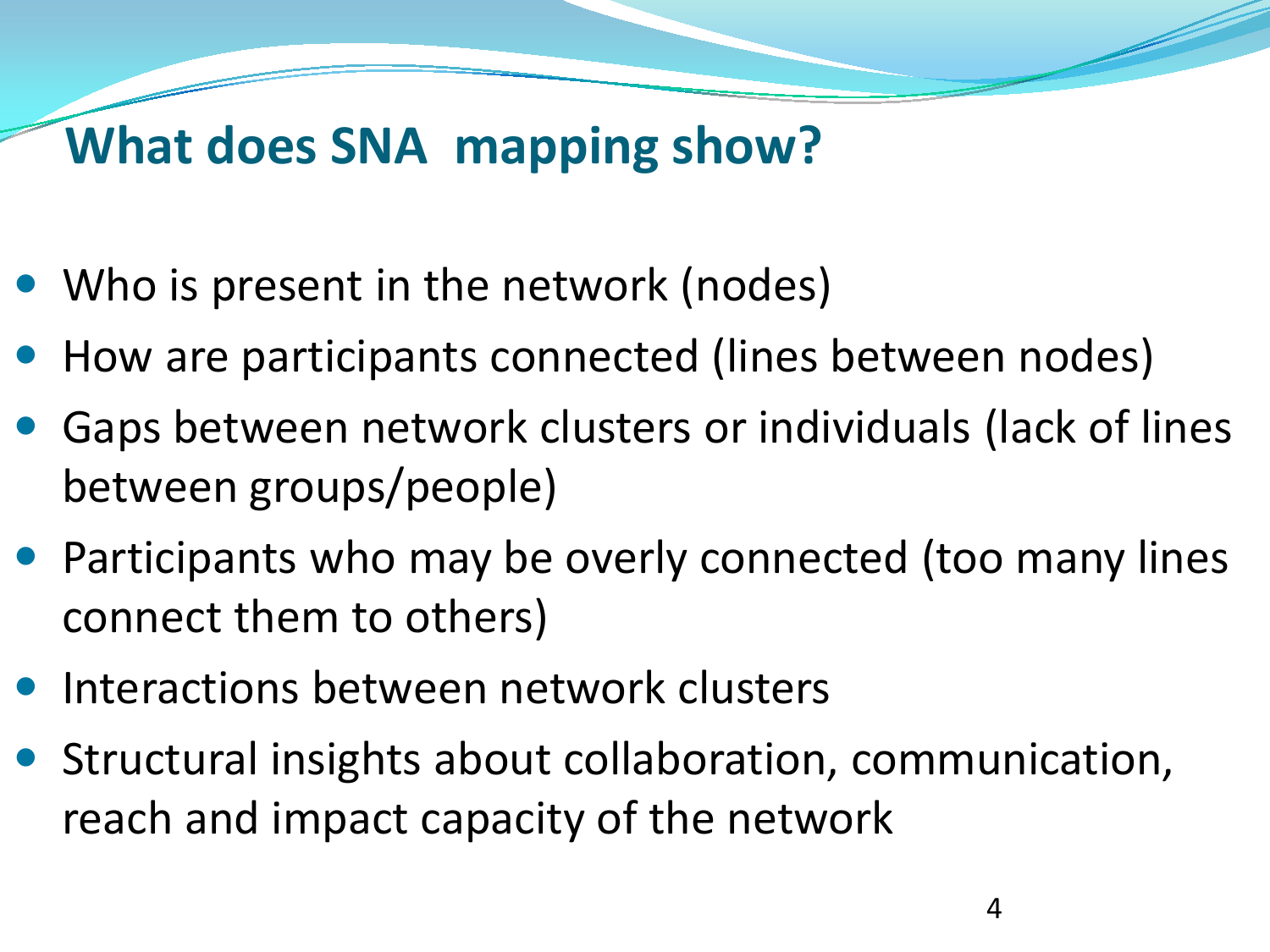# What does SNA  mapping show?

- Who is present in the network (nodes)
- How are participants connected (lines between nodes)
- Gaps between network clusters or individuals (lack of lines between groups/people)
- Participants who may be overly connected (too many lines connect them to others)
- Interactions between network clusters
- Structural insights about collaboration, communication, reach and impact capacity of the network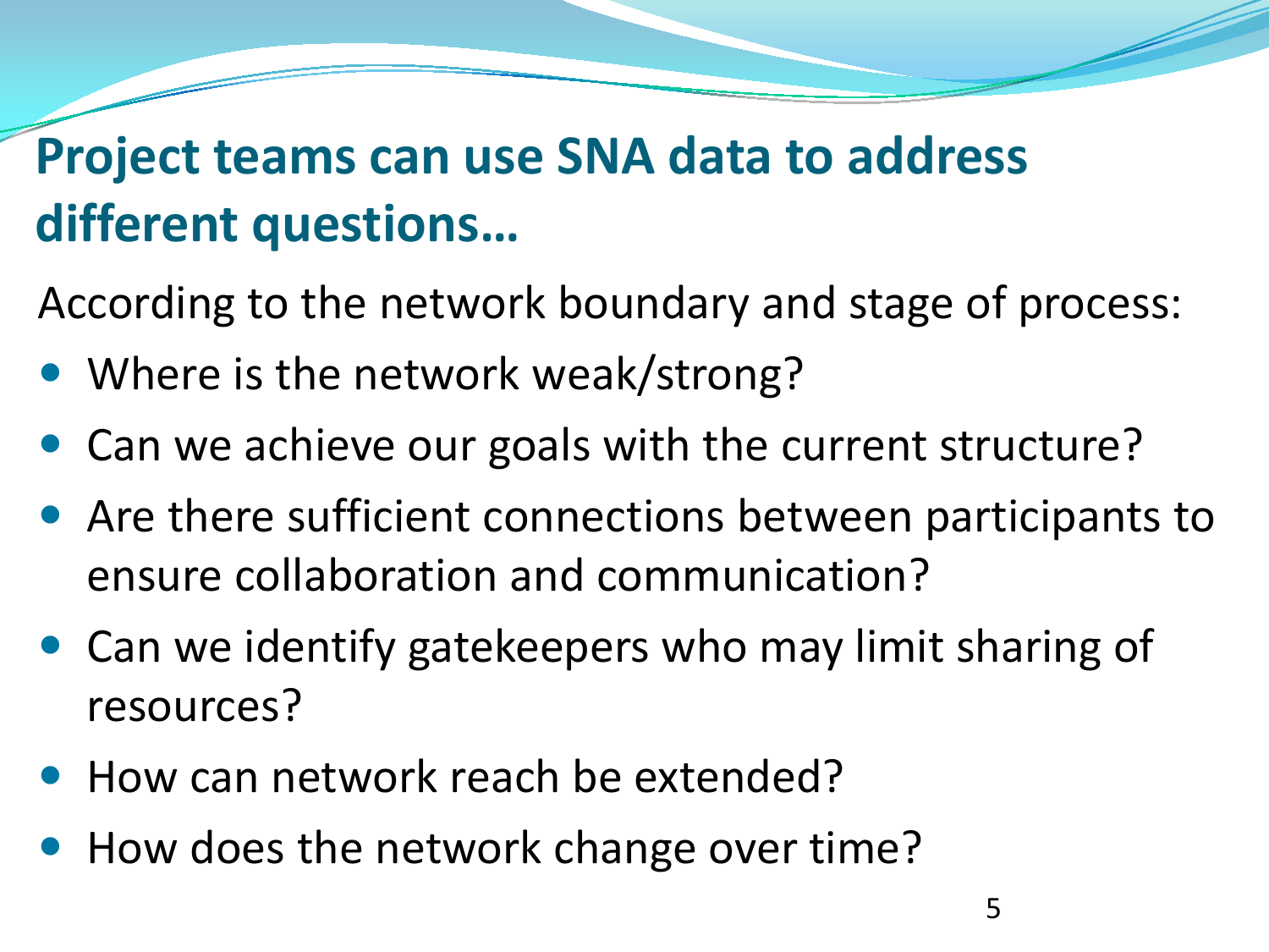## Project teams can use SNA data to address different questions…

According to the network boundary and stage of process:

- Where is the network weak/strong?
- Can we achieve our goals with the current structure?
- Are there sufficient connections between participants to ensure collaboration and communication?
- Can we identify gatekeepers who may limit sharing of resources?
- How can network reach be extended?
- How does the network change over time?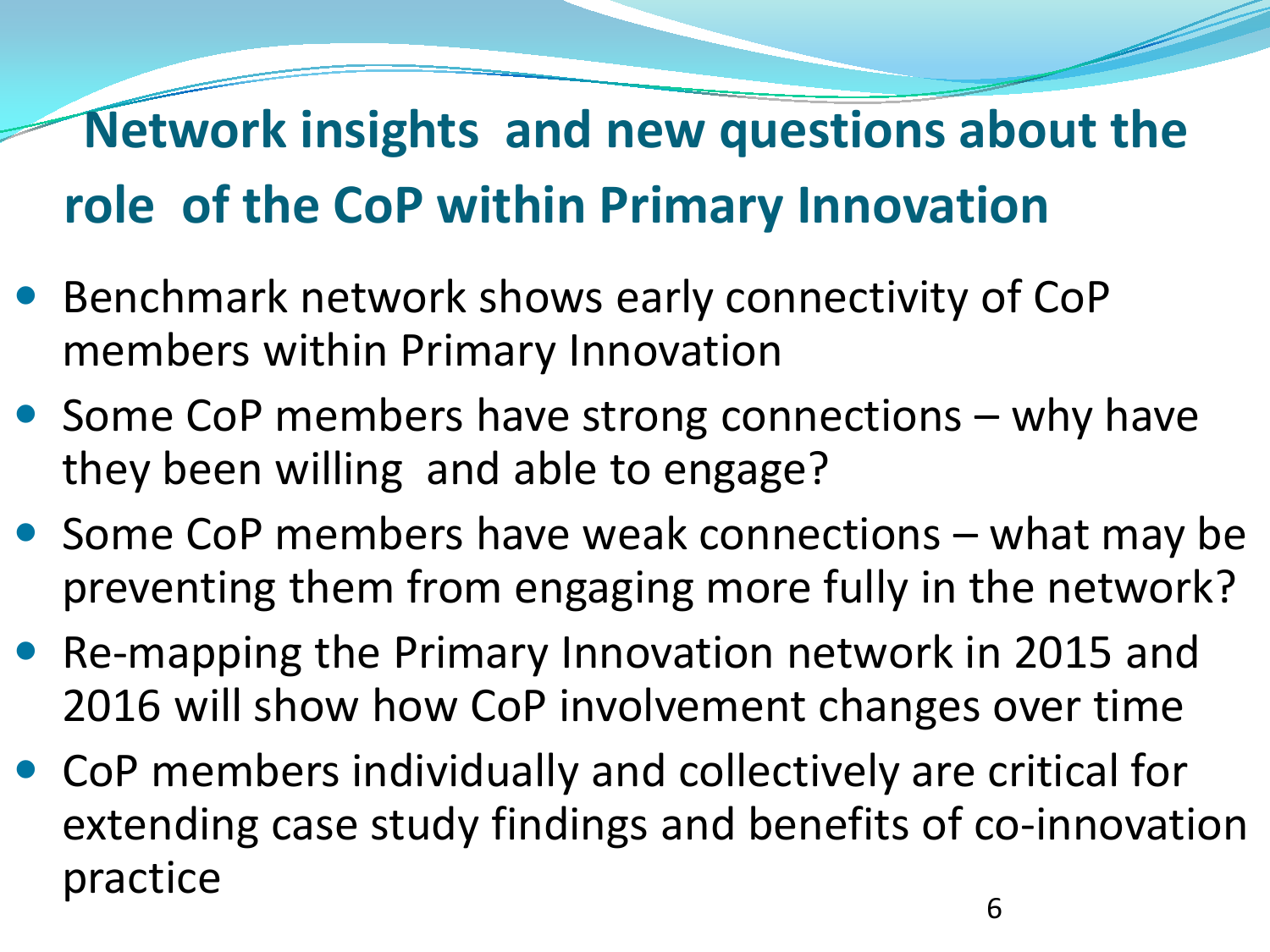# Network insights and new questions about the role of the CoP within Primary Innovation

- Benchmark network shows early connectivity of CoP members within Primary Innovation
- Some CoP members have strong connections – why have they been willing and able to engage?
- Some CoP members have weak connections – what may be preventing them from engaging more fully in the network?
- Re-mapping the Primary Innovation network in 2015 and 2016 will show how CoP involvement changes over time
- CoP members individually and collectively are critical for extending case study findings and benefits of co-innovation practice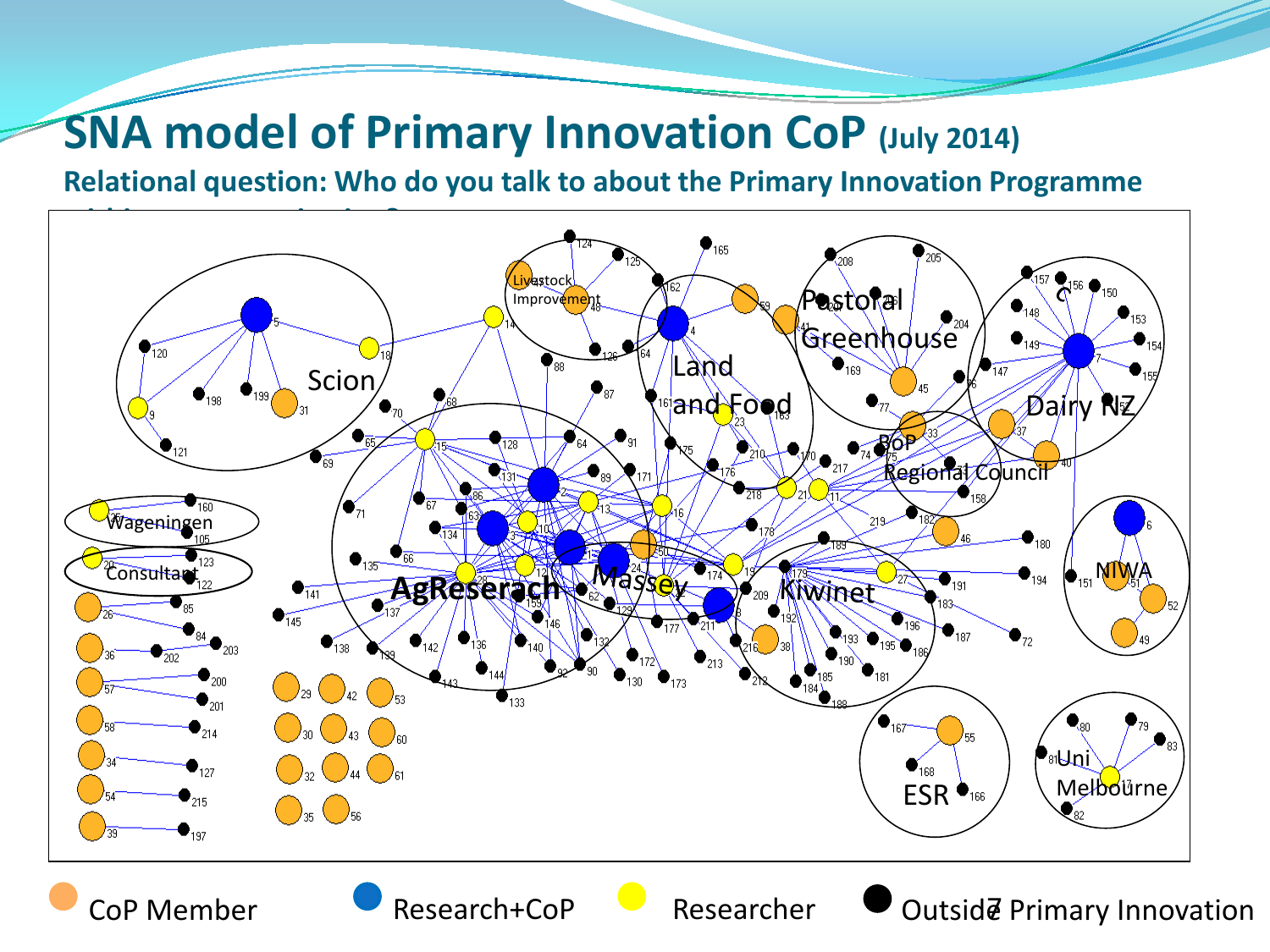# SNA model of Primary Innovation CoP (July 2014)

**Relational question: Who do you talk to about the Primary Innovation Programme**

CoP Member　　Research+CoP　　Researcher　　Outside Primary Innovation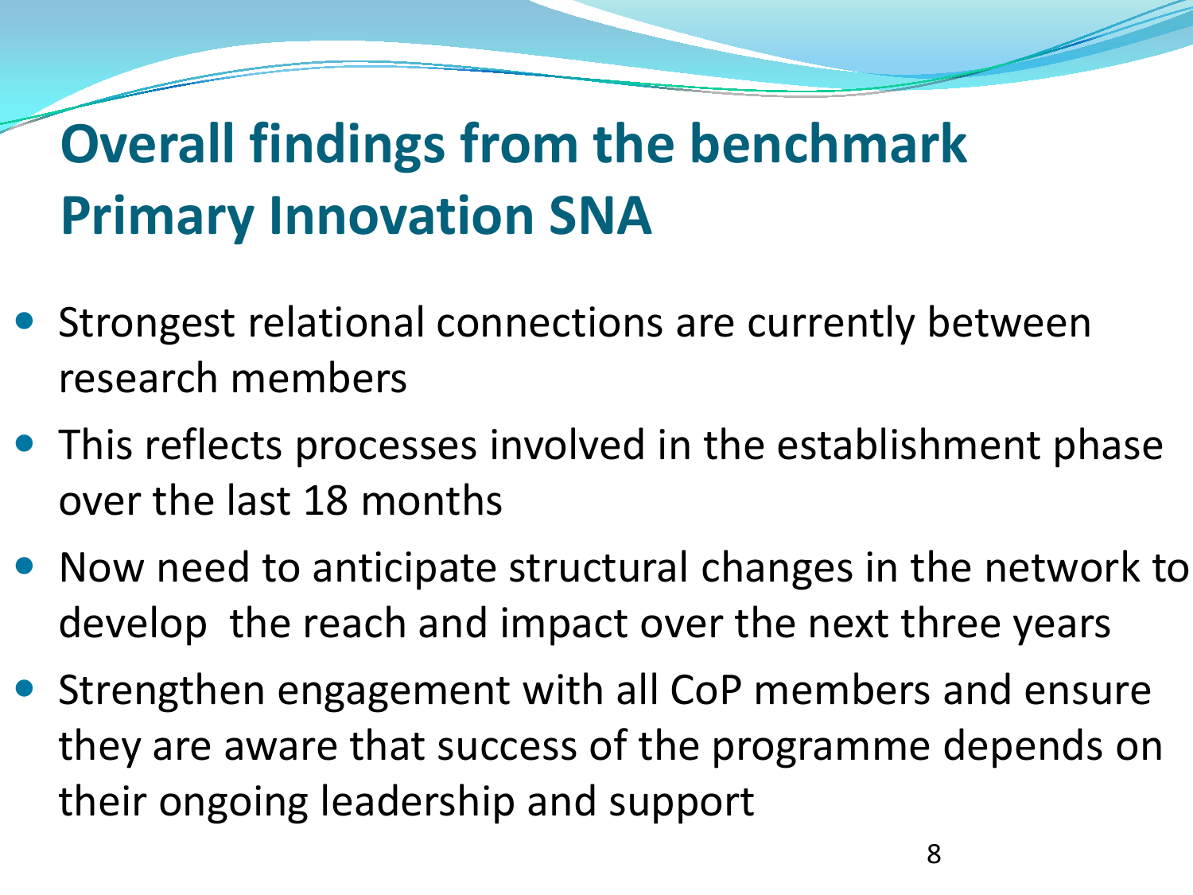# Overall findings from the benchmark Primary Innovation SNA

- Strongest relational connections are currently between research members
- This reflects processes involved in the establishment phase over the last 18 months
- Now need to anticipate structural changes in the network to develop the reach and impact over the next three years
- Strengthen engagement with all CoP members and ensure they are aware that success of the programme depends on their ongoing leadership and support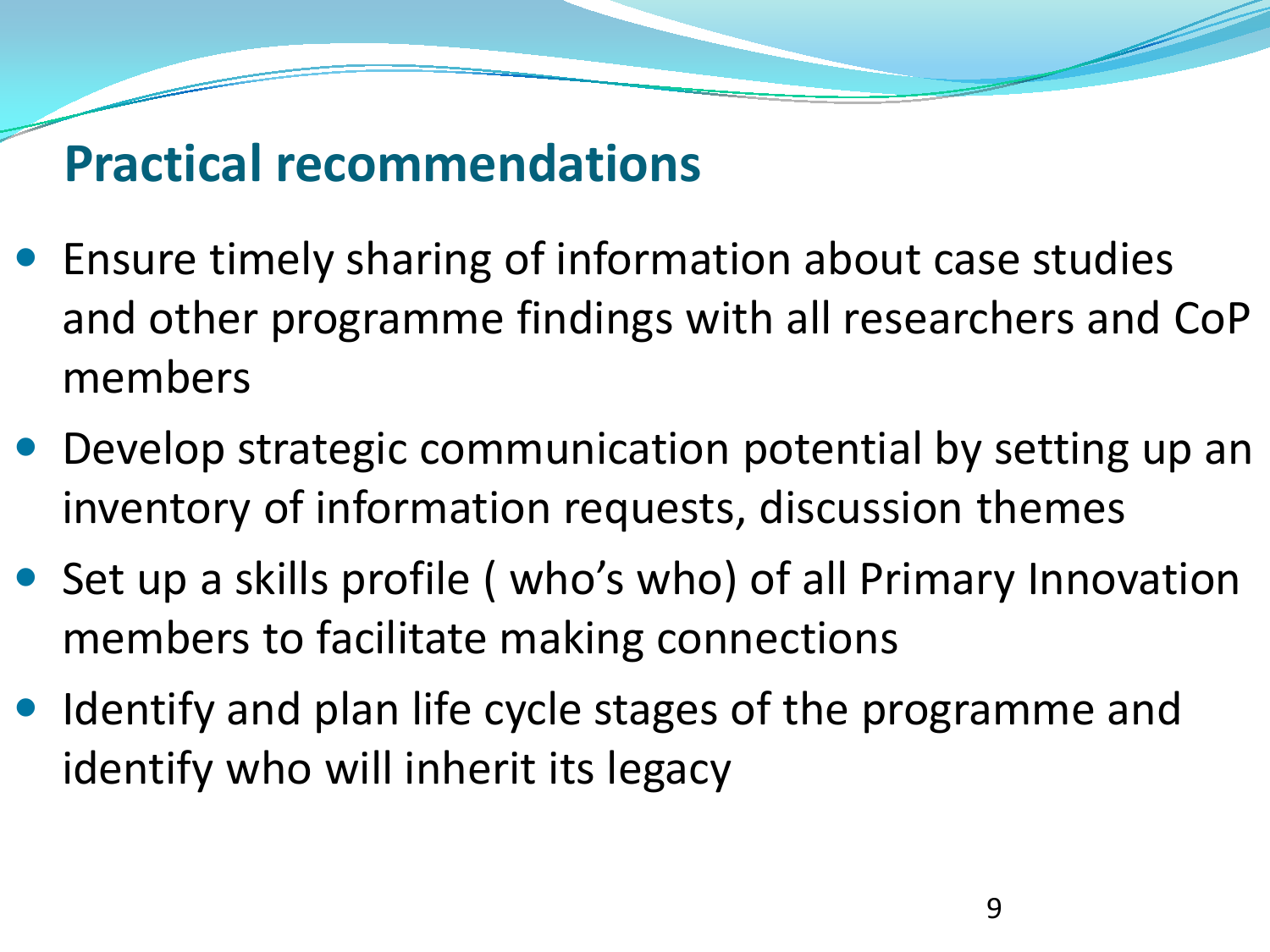## Practical recommendations

- Ensure timely sharing of information about case studies and other programme findings with all researchers and CoP members
- Develop strategic communication potential by setting up an inventory of information requests, discussion themes
- Set up a skills profile ( who's who) of all Primary Innovation members to facilitate making connections
- Identify and plan life cycle stages of the programme and identify who will inherit its legacy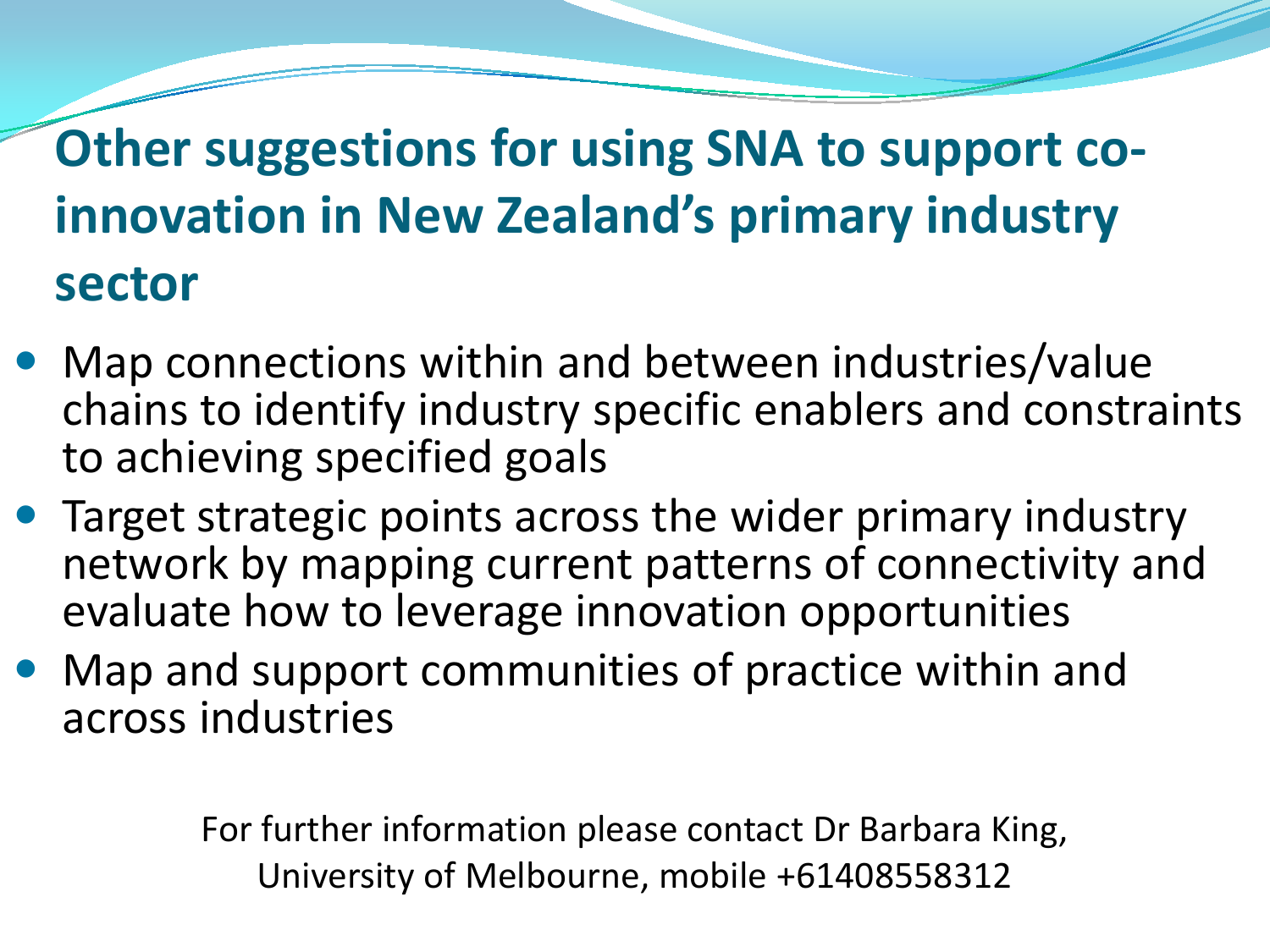## Other suggestions for using SNA to support co-innovation in New Zealand's primary industry sector

- Map connections within and between industries/value chains to identify industry specific enablers and constraints to achieving specified goals
- Target strategic points across the wider primary industry network by mapping current patterns of connectivity and evaluate how to leverage innovation opportunities
- Map and support communities of practice within and across industries

For further information please contact Dr Barbara King, University of Melbourne, mobile +61408558312